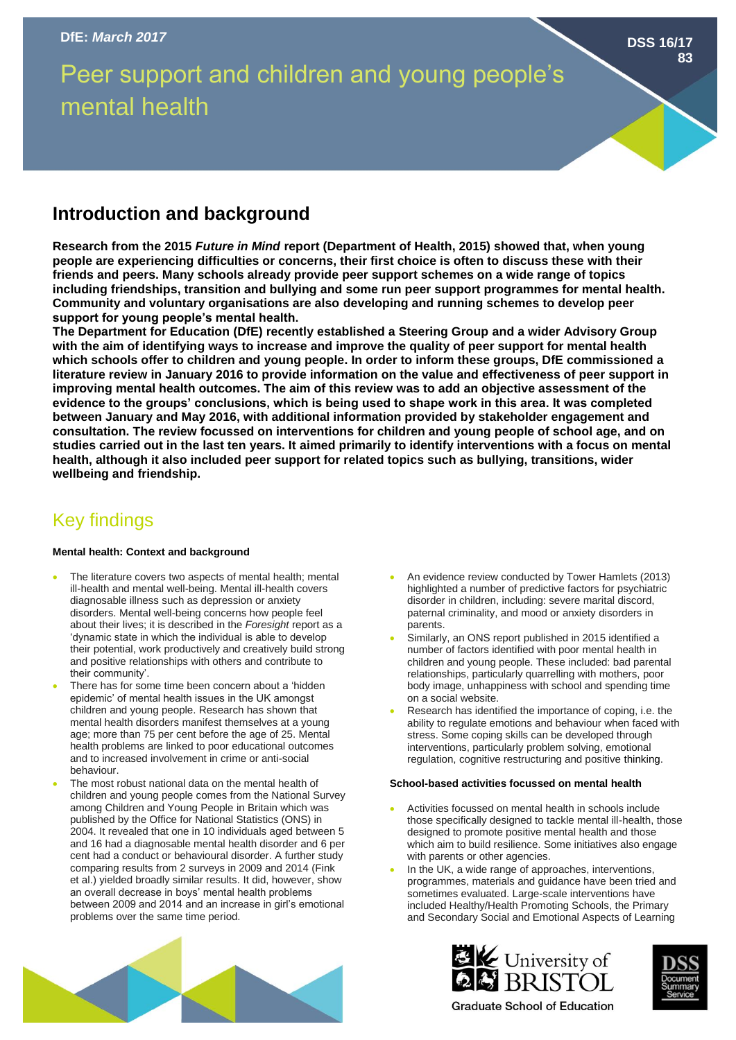DfE: *March 2017*

DSS 16/17 83

# Peer support and children and young people's mental health

## Introduction and background

**Research from the 2015 *Future in Mind* report (Department of Health, 2015) showed that, when young people are experiencing difficulties or concerns, their first choice is often to discuss these with their friends and peers. Many schools already provide peer support schemes on a wide range of topics including friendships, transition and bullying and some run peer support programmes for mental health. Community and voluntary organisations are also developing and running schemes to develop peer support for young people's mental health.**

**The Department for Education (DfE) recently established a Steering Group and a wider Advisory Group with the aim of identifying ways to increase and improve the quality of peer support for mental health which schools offer to children and young people. In order to inform these groups, DfE commissioned a literature review in January 2016 to provide information on the value and effectiveness of peer support in improving mental health outcomes. The aim of this review was to add an objective assessment of the evidence to the groups' conclusions, which is being used to shape work in this area. It was completed between January and May 2016, with additional information provided by stakeholder engagement and consultation. The review focussed on interventions for children and young people of school age, and on studies carried out in the last ten years. It aimed primarily to identify interventions with a focus on mental health, although it also included peer support for related topics such as bullying, transitions, wider wellbeing and friendship.**

## Key findings

#### Mental health: Context and background

- The literature covers two aspects of mental health; mental ill-health and mental well-being. Mental ill-health covers diagnosable illness such as depression or anxiety disorders. Mental well-being concerns how people feel about their lives; it is described in the *Foresight* report as a 'dynamic state in which the individual is able to develop their potential, work productively and creatively build strong and positive relationships with others and contribute to their community'.
- There has for some time been concern about a 'hidden epidemic' of mental health issues in the UK amongst children and young people. Research has shown that mental health disorders manifest themselves at a young age; more than 75 per cent before the age of 25. Mental health problems are linked to poor educational outcomes and to increased involvement in crime or anti-social behaviour.
- The most robust national data on the mental health of children and young people comes from the National Survey among Children and Young People in Britain which was published by the Office for National Statistics (ONS) in 2004. It revealed that one in 10 individuals aged between 5 and 16 had a diagnosable mental health disorder and 6 per cent had a conduct or behavioural disorder. A further study comparing results from 2 surveys in 2009 and 2014 (Fink et al.) yielded broadly similar results. It did, however, show an overall decrease in boys' mental health problems between 2009 and 2014 and an increase in girl's emotional problems over the same time period.
- An evidence review conducted by Tower Hamlets (2013) highlighted a number of predictive factors for psychiatric disorder in children, including: severe marital discord, paternal criminality, and mood or anxiety disorders in parents.
- Similarly, an ONS report published in 2015 identified a number of factors identified with poor mental health in children and young people. These included: bad parental relationships, particularly quarrelling with mothers, poor body image, unhappiness with school and spending time on a social website.
- Research has identified the importance of coping, i.e. the ability to regulate emotions and behaviour when faced with stress. Some coping skills can be developed through interventions, particularly problem solving, emotional regulation, cognitive restructuring and positive thinking.

#### School-based activities focussed on mental health

- Activities focussed on mental health in schools include those specifically designed to tackle mental ill-health, those designed to promote positive mental health and those which aim to build resilience. Some initiatives also engage with parents or other agencies.
- In the UK, a wide range of approaches, interventions, programmes, materials and guidance have been tried and sometimes evaluated. Large-scale interventions have included Healthy/Health Promoting Schools, the Primary and Secondary Social and Emotional Aspects of Learning

University of Bristol Graduate School of Education

DSS Document Summary Service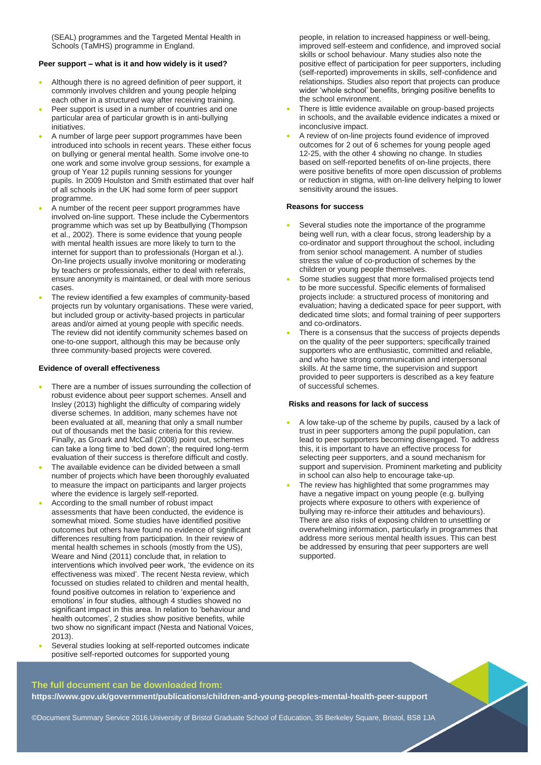(SEAL) programmes and the Targeted Mental Health in Schools (TaMHS) programme in England.

**Peer support – what is it and how widely is it used?**

- Although there is no agreed definition of peer support, it commonly involves children and young people helping each other in a structured way after receiving training.
- Peer support is used in a number of countries and one particular area of particular growth is in anti-bullying initiatives.
- A number of large peer support programmes have been introduced into schools in recent years. These either focus on bullying or general mental health. Some involve one-to one work and some involve group sessions, for example a group of Year 12 pupils running sessions for younger pupils. In 2009 Houlston and Smith estimated that over half of all schools in the UK had some form of peer support programme.
- A number of the recent peer support programmes have involved on-line support. These include the Cybermentors programme which was set up by Beatbullying (Thompson et al., 2002). There is some evidence that young people with mental health issues are more likely to turn to the internet for support than to professionals (Horgan et al.). On-line projects usually involve monitoring or moderating by teachers or professionals, either to deal with referrals, ensure anonymity is maintained, or deal with more serious cases.
- The review identified a few examples of community-based projects run by voluntary organisations. These were varied, but included group or activity-based projects in particular areas and/or aimed at young people with specific needs. The review did not identify community schemes based on one-to-one support, although this may be because only three community-based projects were covered.

**Evidence of overall effectiveness**

- There are a number of issues surrounding the collection of robust evidence about peer support schemes. Ansell and Insley (2013) highlight the difficulty of comparing widely diverse schemes. In addition, many schemes have not been evaluated at all, meaning that only a small number out of thousands met the basic criteria for this review. Finally, as Groark and McCall (2008) point out, schemes can take a long time to 'bed down'; the required long-term evaluation of their success is therefore difficult and costly.
- The available evidence can be divided between a small number of projects which have been thoroughly evaluated to measure the impact on participants and larger projects where the evidence is largely self-reported.
- According to the small number of robust impact assessments that have been conducted, the evidence is somewhat mixed. Some studies have identified positive outcomes but others have found no evidence of significant differences resulting from participation. In their review of mental health schemes in schools (mostly from the US), Weare and Nind (2011) conclude that, in relation to interventions which involved peer work, 'the evidence on its effectiveness was mixed'. The recent Nesta review, which focussed on studies related to children and mental health, found positive outcomes in relation to 'experience and emotions' in four studies, although 4 studies showed no significant impact in this area. In relation to 'behaviour and health outcomes', 2 studies show positive benefits, while two show no significant impact (Nesta and National Voices, 2013).
- Several studies looking at self-reported outcomes indicate positive self-reported outcomes for supported young people, in relation to increased happiness or well-being, improved self-esteem and confidence, and improved social skills or school behaviour. Many studies also note the positive effect of participation for peer supporters, including (self-reported) improvements in skills, self-confidence and relationships. Studies also report that projects can produce wider 'whole school' benefits, bringing positive benefits to the school environment.
- There is little evidence available on group-based projects in schools, and the available evidence indicates a mixed or inconclusive impact.
- A review of on-line projects found evidence of improved outcomes for 2 out of 6 schemes for young people aged 12-25, with the other 4 showing no change. In studies based on self-reported benefits of on-line projects, there were positive benefits of more open discussion of problems or reduction in stigma, with on-line delivery helping to lower sensitivity around the issues.

**Reasons for success**

- Several studies note the importance of the programme being well run, with a clear focus, strong leadership by a co-ordinator and support throughout the school, including from senior school management. A number of studies stress the value of co-production of schemes by the children or young people themselves.
- Some studies suggest that more formalised projects tend to be more successful. Specific elements of formalised projects include: a structured process of monitoring and evaluation; having a dedicated space for peer support, with dedicated time slots; and formal training of peer supporters and co-ordinators.
- There is a consensus that the success of projects depends on the quality of the peer supporters; specifically trained supporters who are enthusiastic, committed and reliable, and who have strong communication and interpersonal skills. At the same time, the supervision and support provided to peer supporters is described as a key feature of successful schemes.

**Risks and reasons for lack of success**

- A low take-up of the scheme by pupils, caused by a lack of trust in peer supporters among the pupil population, can lead to peer supporters becoming disengaged. To address this, it is important to have an effective process for selecting peer supporters, and a sound mechanism for support and supervision. Prominent marketing and publicity in school can also help to encourage take-up.
- The review has highlighted that some programmes may have a negative impact on young people (e.g. bullying projects where exposure to others with experience of bullying may re-inforce their attitudes and behaviours). There are also risks of exposing children to unsettling or overwhelming information, particularly in programmes that address more serious mental health issues. This can best be addressed by ensuring that peer supporters are well supported.

**The full document can be downloaded from:**
**https://www.gov.uk/government/publications/children-and-young-peoples-mental-health-peer-support**

©Document Summary Service 2016.University of Bristol Graduate School of Education, 35 Berkeley Square, Bristol, BS8 1JA